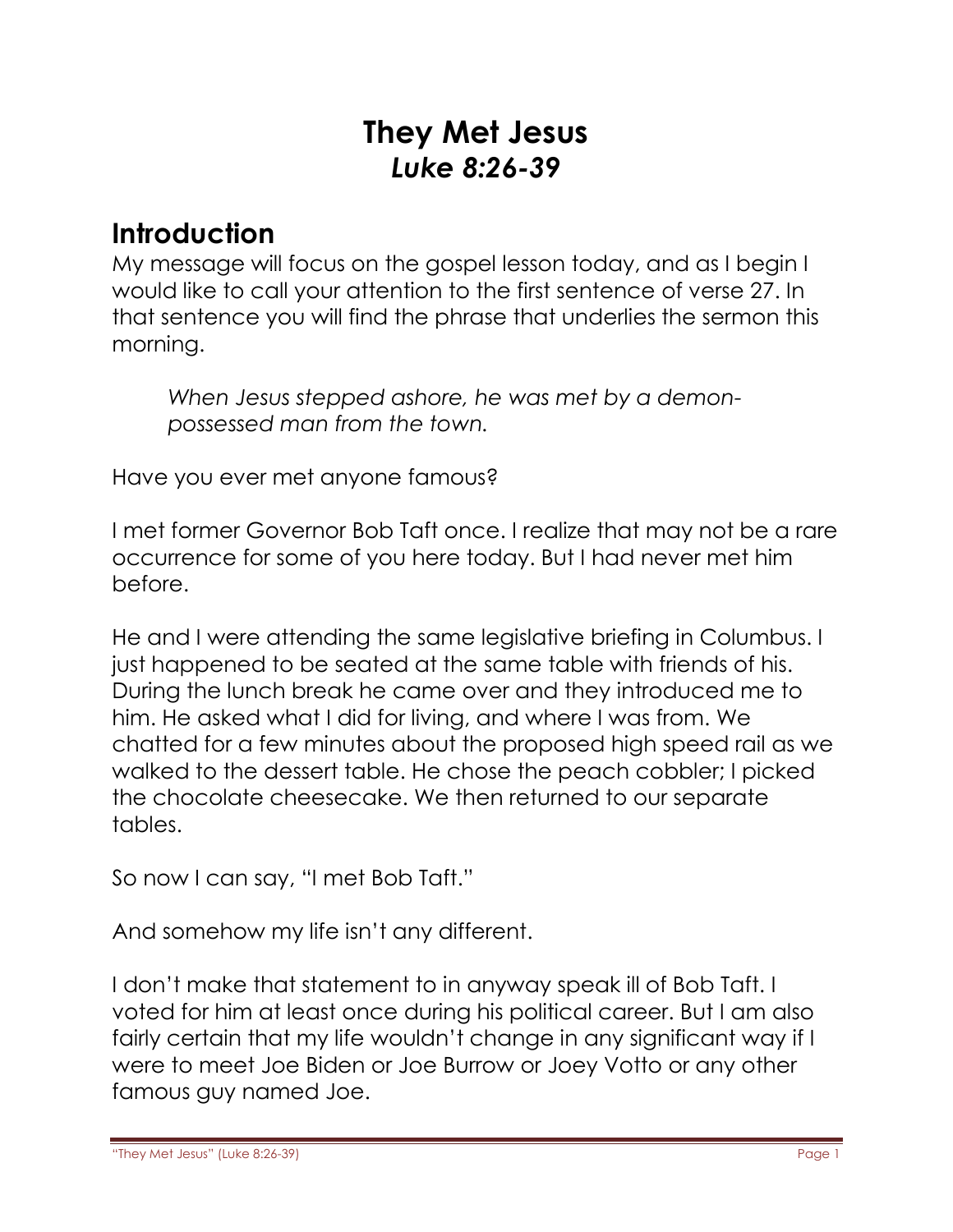# They Met Jesus
## *Luke 8:26-39*

## Introduction

My message will focus on the gospel lesson today, and as I begin I would like to call your attention to the first sentence of verse 27. In that sentence you will find the phrase that underlies the sermon this morning.

> *When Jesus stepped ashore, he was met by a demon-possessed man from the town.*

Have you ever met anyone famous?

I met former Governor Bob Taft once. I realize that may not be a rare occurrence for some of you here today. But I had never met him before.

He and I were attending the same legislative briefing in Columbus. I just happened to be seated at the same table with friends of his. During the lunch break he came over and they introduced me to him. He asked what I did for living, and where I was from. We chatted for a few minutes about the proposed high speed rail as we walked to the dessert table. He chose the peach cobbler; I picked the chocolate cheesecake. We then returned to our separate tables.

So now I can say, "I met Bob Taft."

And somehow my life isn't any different.

I don't make that statement to in anyway speak ill of Bob Taft. I voted for him at least once during his political career. But I am also fairly certain that my life wouldn't change in any significant way if I were to meet Joe Biden or Joe Burrow or Joey Votto or any other famous guy named Joe.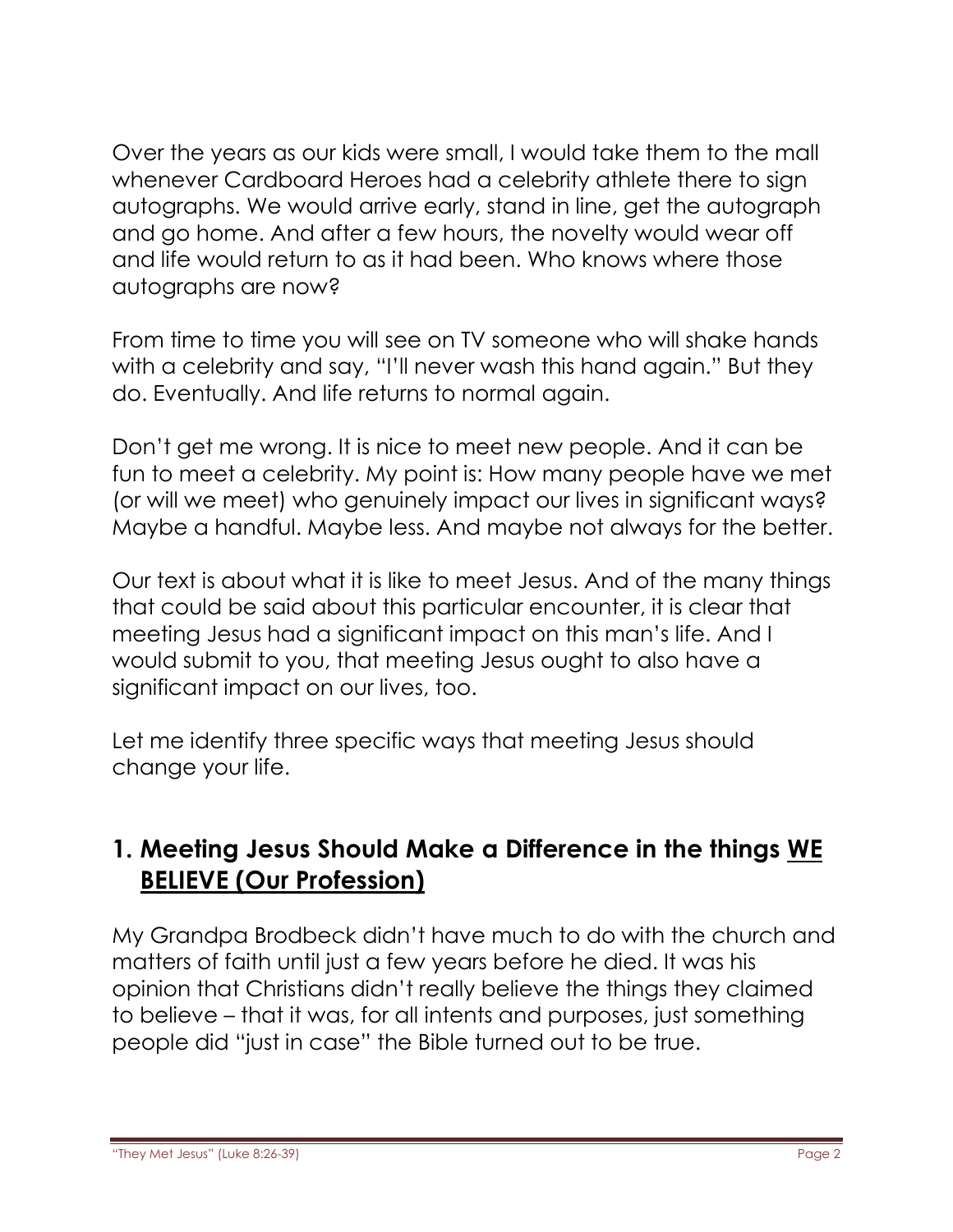Over the years as our kids were small, I would take them to the mall whenever Cardboard Heroes had a celebrity athlete there to sign autographs. We would arrive early, stand in line, get the autograph and go home. And after a few hours, the novelty would wear off and life would return to as it had been. Who knows where those autographs are now?

From time to time you will see on TV someone who will shake hands with a celebrity and say, "I'll never wash this hand again." But they do. Eventually. And life returns to normal again.

Don't get me wrong. It is nice to meet new people. And it can be fun to meet a celebrity. My point is: How many people have we met (or will we meet) who genuinely impact our lives in significant ways? Maybe a handful. Maybe less. And maybe not always for the better.

Our text is about what it is like to meet Jesus. And of the many things that could be said about this particular encounter, it is clear that meeting Jesus had a significant impact on this man's life. And I would submit to you, that meeting Jesus ought to also have a significant impact on our lives, too.

Let me identify three specific ways that meeting Jesus should change your life.

## 1. Meeting Jesus Should Make a Difference in the things <u>WE BELIEVE (Our Profession)</u>

My Grandpa Brodbeck didn't have much to do with the church and matters of faith until just a few years before he died. It was his opinion that Christians didn't really believe the things they claimed to believe – that it was, for all intents and purposes, just something people did "just in case" the Bible turned out to be true.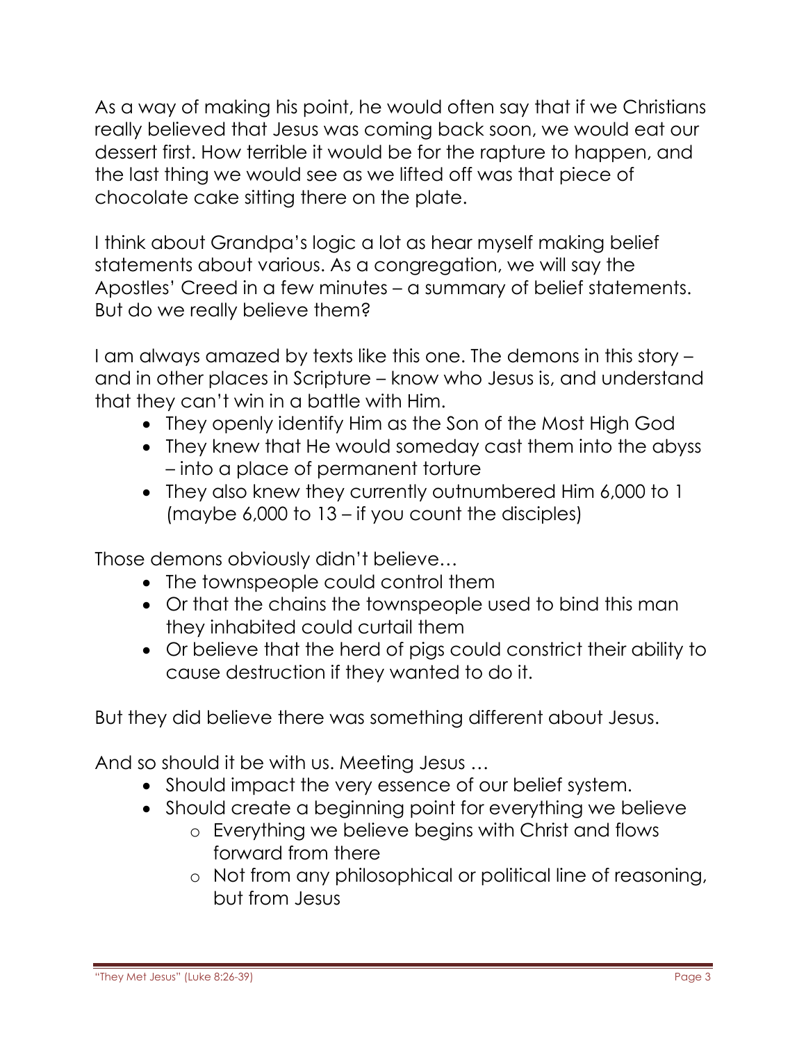As a way of making his point, he would often say that if we Christians really believed that Jesus was coming back soon, we would eat our dessert first. How terrible it would be for the rapture to happen, and the last thing we would see as we lifted off was that piece of chocolate cake sitting there on the plate.

I think about Grandpa's logic a lot as hear myself making belief statements about various. As a congregation, we will say the Apostles' Creed in a few minutes – a summary of belief statements. But do we really believe them?

I am always amazed by texts like this one. The demons in this story – and in other places in Scripture – know who Jesus is, and understand that they can't win in a battle with Him.

- They openly identify Him as the Son of the Most High God
- They knew that He would someday cast them into the abyss – into a place of permanent torture
- They also knew they currently outnumbered Him 6,000 to 1 (maybe 6,000 to 13 – if you count the disciples)

Those demons obviously didn't believe…

- The townspeople could control them
- Or that the chains the townspeople used to bind this man they inhabited could curtail them
- Or believe that the herd of pigs could constrict their ability to cause destruction if they wanted to do it.

But they did believe there was something different about Jesus.

And so should it be with us. Meeting Jesus …

- Should impact the very essence of our belief system.
- Should create a beginning point for everything we believe
  - Everything we believe begins with Christ and flows forward from there
  - Not from any philosophical or political line of reasoning, but from Jesus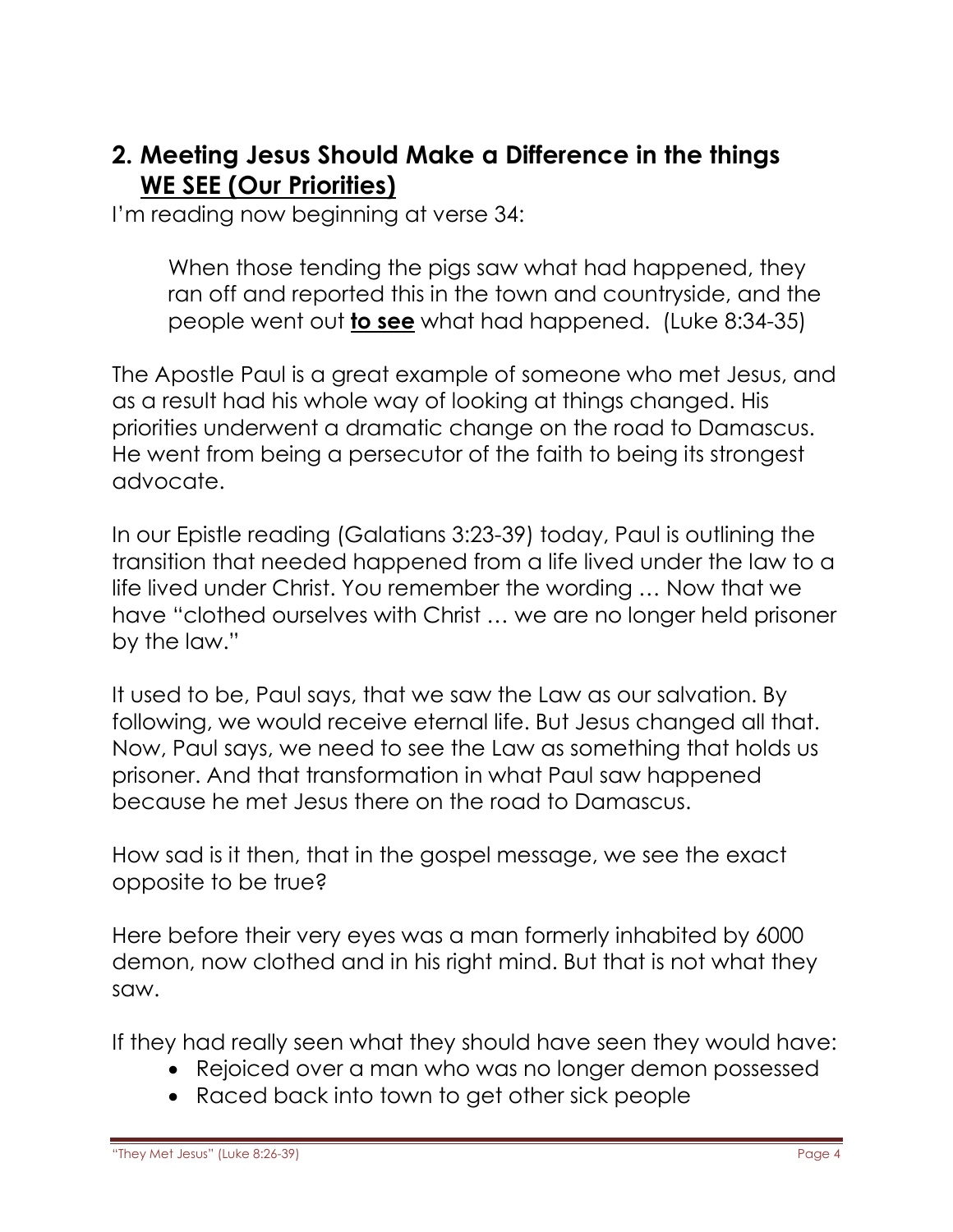## 2. Meeting Jesus Should Make a Difference in the things <u>**WE SEE (Our Priorities)**</u>

I'm reading now beginning at verse 34:

> When those tending the pigs saw what had happened, they ran off and reported this in the town and countryside, and the people went out <u>***to see***</u> what had happened. (Luke 8:34-35)

The Apostle Paul is a great example of someone who met Jesus, and as a result had his whole way of looking at things changed. His priorities underwent a dramatic change on the road to Damascus. He went from being a persecutor of the faith to being its strongest advocate.

In our Epistle reading (Galatians 3:23-39) today, Paul is outlining the transition that needed happened from a life lived under the law to a life lived under Christ. You remember the wording … Now that we have "clothed ourselves with Christ … we are no longer held prisoner by the law."

It used to be, Paul says, that we saw the Law as our salvation. By following, we would receive eternal life. But Jesus changed all that. Now, Paul says, we need to see the Law as something that holds us prisoner. And that transformation in what Paul saw happened because he met Jesus there on the road to Damascus.

How sad is it then, that in the gospel message, we see the exact opposite to be true?

Here before their very eyes was a man formerly inhabited by 6000 demon, now clothed and in his right mind. But that is not what they saw.

If they had really seen what they should have seen they would have:

- Rejoiced over a man who was no longer demon possessed
- Raced back into town to get other sick people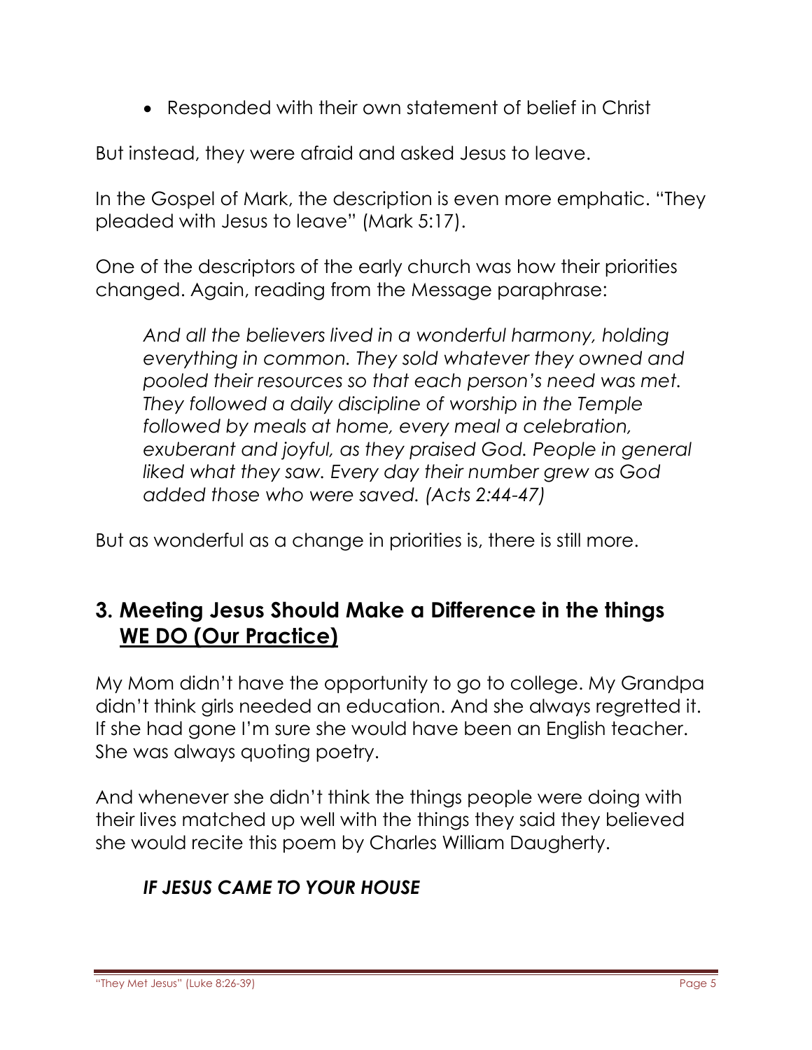- Responded with their own statement of belief in Christ

But instead, they were afraid and asked Jesus to leave.

In the Gospel of Mark, the description is even more emphatic. "They pleaded with Jesus to leave" (Mark 5:17).

One of the descriptors of the early church was how their priorities changed. Again, reading from the Message paraphrase:

> *And all the believers lived in a wonderful harmony, holding everything in common. They sold whatever they owned and pooled their resources so that each person's need was met. They followed a daily discipline of worship in the Temple followed by meals at home, every meal a celebration, exuberant and joyful, as they praised God. People in general liked what they saw. Every day their number grew as God added those who were saved. (Acts 2:44-47)*

But as wonderful as a change in priorities is, there is still more.

## 3. Meeting Jesus Should Make a Difference in the things <u>WE DO (Our Practice)</u>

My Mom didn't have the opportunity to go to college. My Grandpa didn't think girls needed an education. And she always regretted it. If she had gone I'm sure she would have been an English teacher. She was always quoting poetry.

And whenever she didn't think the things people were doing with their lives matched up well with the things they said they believed she would recite this poem by Charles William Daugherty.

> ***IF JESUS CAME TO YOUR HOUSE***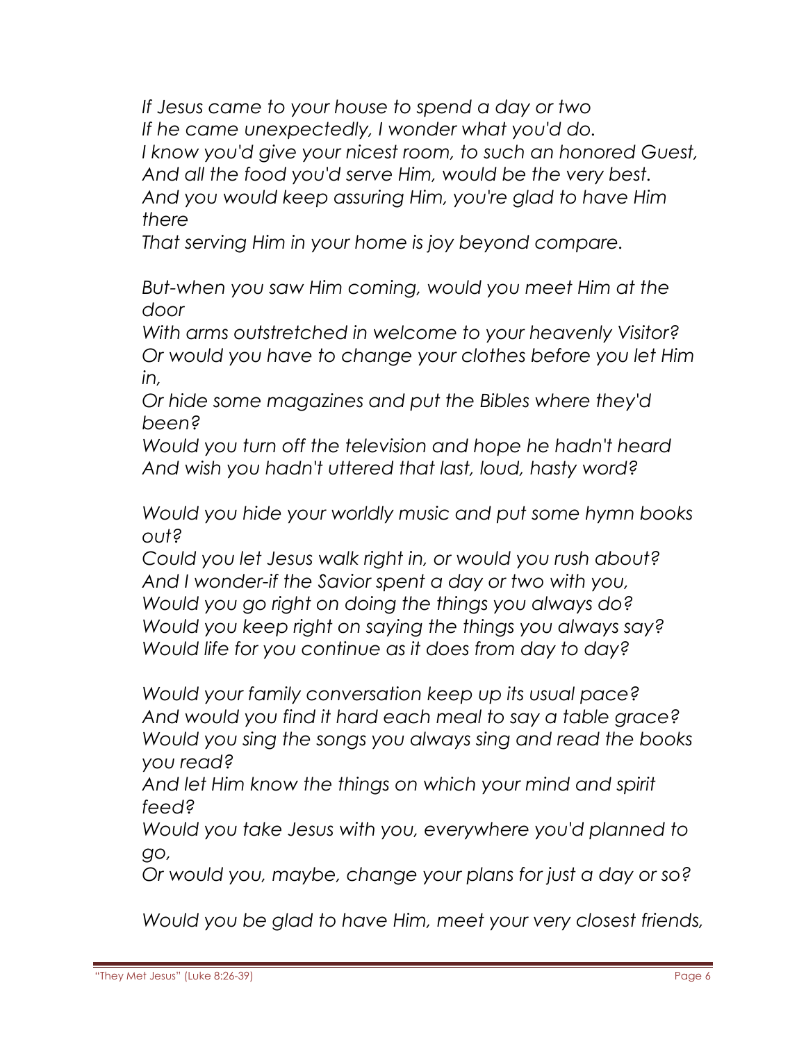*If Jesus came to your house to spend a day or two*
*If he came unexpectedly, I wonder what you'd do.*
*I know you'd give your nicest room, to such an honored Guest,*
*And all the food you'd serve Him, would be the very best.*
*And you would keep assuring Him, you're glad to have Him there*
*That serving Him in your home is joy beyond compare.*

*But-when you saw Him coming, would you meet Him at the door*
*With arms outstretched in welcome to your heavenly Visitor?*
*Or would you have to change your clothes before you let Him in,*
*Or hide some magazines and put the Bibles where they'd been?*
*Would you turn off the television and hope he hadn't heard*
*And wish you hadn't uttered that last, loud, hasty word?*

*Would you hide your worldly music and put some hymn books out?*
*Could you let Jesus walk right in, or would you rush about?*
*And I wonder-if the Savior spent a day or two with you,*
*Would you go right on doing the things you always do?*
*Would you keep right on saying the things you always say?*
*Would life for you continue as it does from day to day?*

*Would your family conversation keep up its usual pace?*
*And would you find it hard each meal to say a table grace?*
*Would you sing the songs you always sing and read the books you read?*
*And let Him know the things on which your mind and spirit feed?*
*Would you take Jesus with you, everywhere you'd planned to go,*
*Or would you, maybe, change your plans for just a day or so?*

*Would you be glad to have Him, meet your very closest friends,*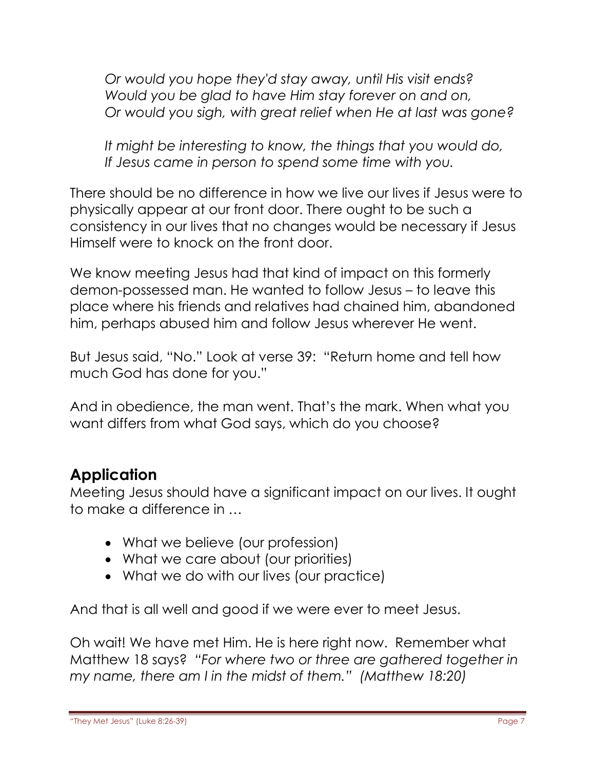*Or would you hope they'd stay away, until His visit ends?*
*Would you be glad to have Him stay forever on and on,*
*Or would you sigh, with great relief when He at last was gone?*

*It might be interesting to know, the things that you would do,*
*If Jesus came in person to spend some time with you.*

There should be no difference in how we live our lives if Jesus were to physically appear at our front door. There ought to be such a consistency in our lives that no changes would be necessary if Jesus Himself were to knock on the front door.

We know meeting Jesus had that kind of impact on this formerly demon-possessed man. He wanted to follow Jesus – to leave this place where his friends and relatives had chained him, abandoned him, perhaps abused him and follow Jesus wherever He went.

But Jesus said, "No." Look at verse 39: "Return home and tell how much God has done for you."

And in obedience, the man went. That's the mark. When what you want differs from what God says, which do you choose?

## Application

Meeting Jesus should have a significant impact on our lives. It ought to make a difference in …

- What we believe (our profession)
- What we care about (our priorities)
- What we do with our lives (our practice)

And that is all well and good if we were ever to meet Jesus.

Oh wait! We have met Him. He is here right now. Remember what Matthew 18 says? *"For where two or three are gathered together in my name, there am I in the midst of them." (Matthew 18:20)*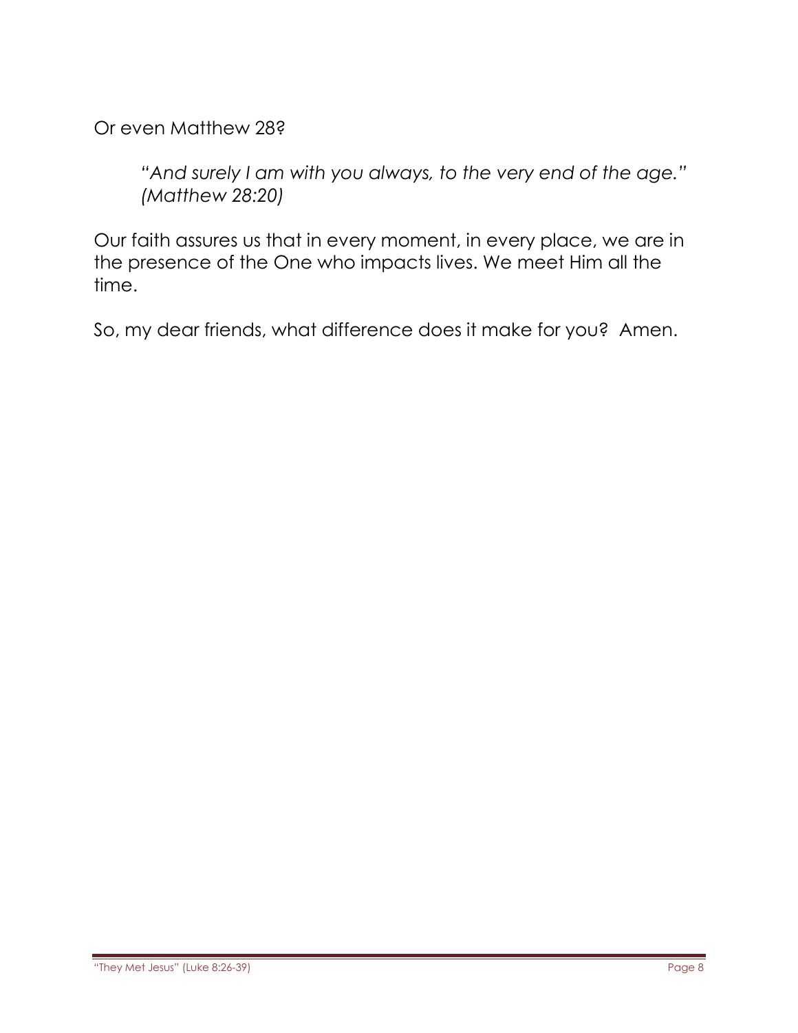Or even Matthew 28?

> *"And surely I am with you always, to the very end of the age." (Matthew 28:20)*

Our faith assures us that in every moment, in every place, we are in the presence of the One who impacts lives. We meet Him all the time.

So, my dear friends, what difference does it make for you? Amen.